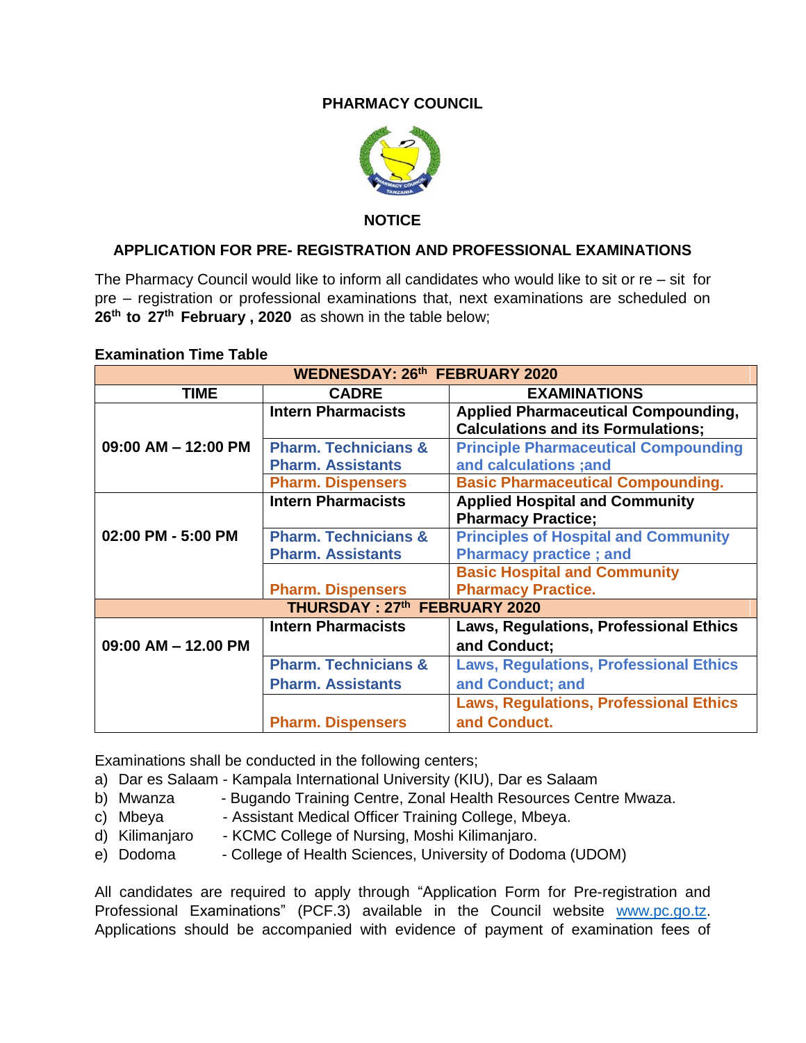**PHARMACY COUNCIL**

**NOTICE**

## APPLICATION FOR PRE- REGISTRATION AND PROFESSIONAL EXAMINATIONS

The Pharmacy Council would like to inform all candidates who would like to sit or re – sit for pre – registration or professional examinations that, next examinations are scheduled on **26th to 27th February , 2020** as shown in the table below;

**Examination Time Table**

| WEDNESDAY: 26th FEBRUARY 2020 | | |
|---|---|---|
| **TIME** | **CADRE** | **EXAMINATIONS** |
| **09:00 AM – 12:00 PM** | **Intern Pharmacists** | **Applied Pharmaceutical Compounding, Calculations and its Formulations;** |
| | **Pharm. Technicians & Pharm. Assistants** | **Principle Pharmaceutical Compounding and calculations ;and** |
| | **Pharm. Dispensers** | **Basic Pharmaceutical Compounding.** |
| **02:00 PM - 5:00 PM** | **Intern Pharmacists** | **Applied Hospital and Community Pharmacy Practice;** |
| | **Pharm. Technicians & Pharm. Assistants** | **Principles of Hospital and Community Pharmacy practice ; and** |
| | **Pharm. Dispensers** | **Basic Hospital and Community Pharmacy Practice.** |
| **THURSDAY : 27th FEBRUARY 2020** | | |
| **09:00 AM – 12.00 PM** | **Intern Pharmacists** | **Laws, Regulations, Professional Ethics and Conduct;** |
| | **Pharm. Technicians & Pharm. Assistants** | **Laws, Regulations, Professional Ethics and Conduct; and** |
| | **Pharm. Dispensers** | **Laws, Regulations, Professional Ethics and Conduct.** |

Examinations shall be conducted in the following centers;

a) Dar es Salaam - Kampala International University (KIU), Dar es Salaam
b) Mwanza - Bugando Training Centre, Zonal Health Resources Centre Mwaza.
c) Mbeya - Assistant Medical Officer Training College, Mbeya.
d) Kilimanjaro - KCMC College of Nursing, Moshi Kilimanjaro.
e) Dodoma - College of Health Sciences, University of Dodoma (UDOM)

All candidates are required to apply through "Application Form for Pre-registration and Professional Examinations" (PCF.3) available in the Council website www.pc.go.tz. Applications should be accompanied with evidence of payment of examination fees of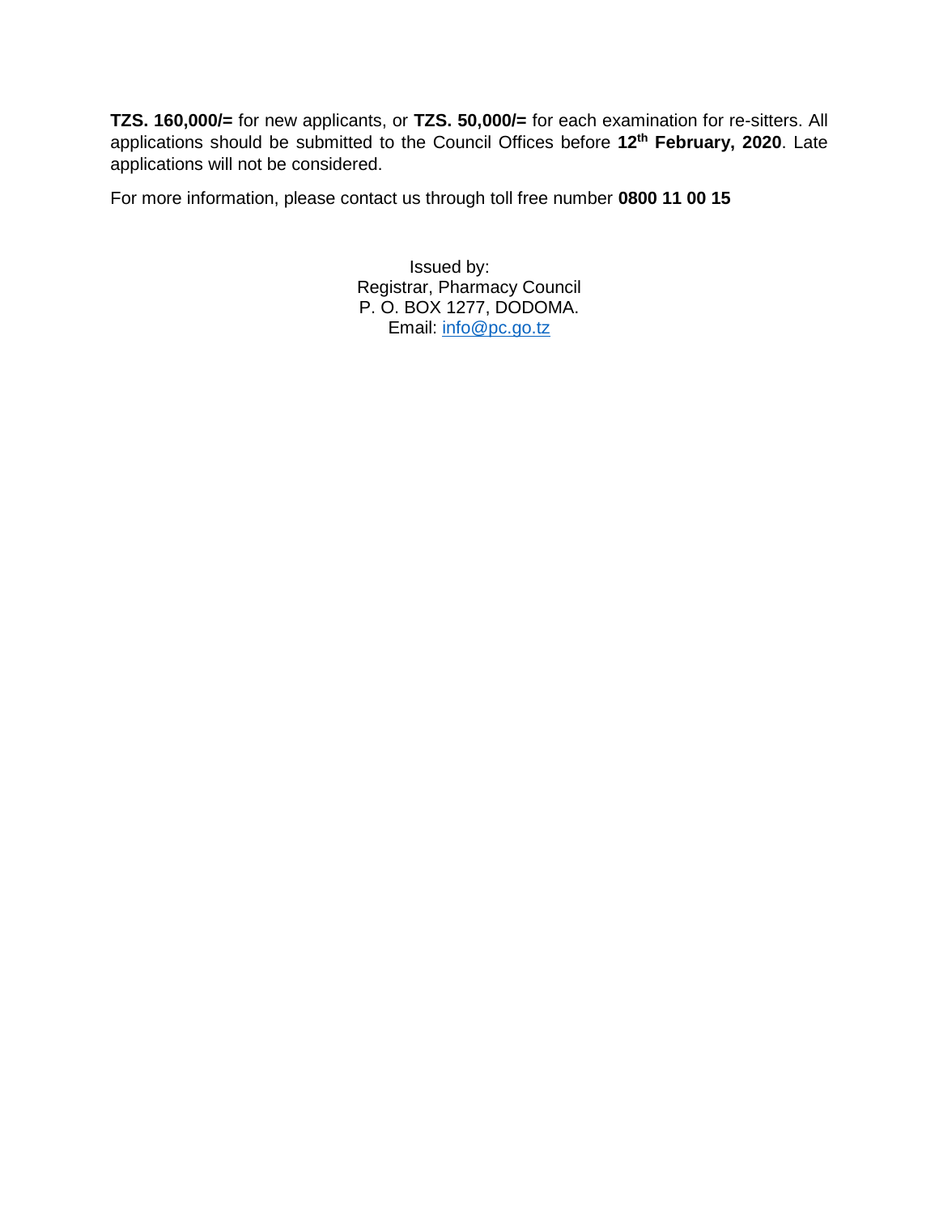**TZS. 160,000/=** for new applicants, or **TZS. 50,000/=** for each examination for re-sitters. All applications should be submitted to the Council Offices before **12th February, 2020**. Late applications will not be considered.

For more information, please contact us through toll free number **0800 11 00 15**

Issued by:
Registrar, Pharmacy Council
P. O. BOX 1277, DODOMA.
Email: info@pc.go.tz